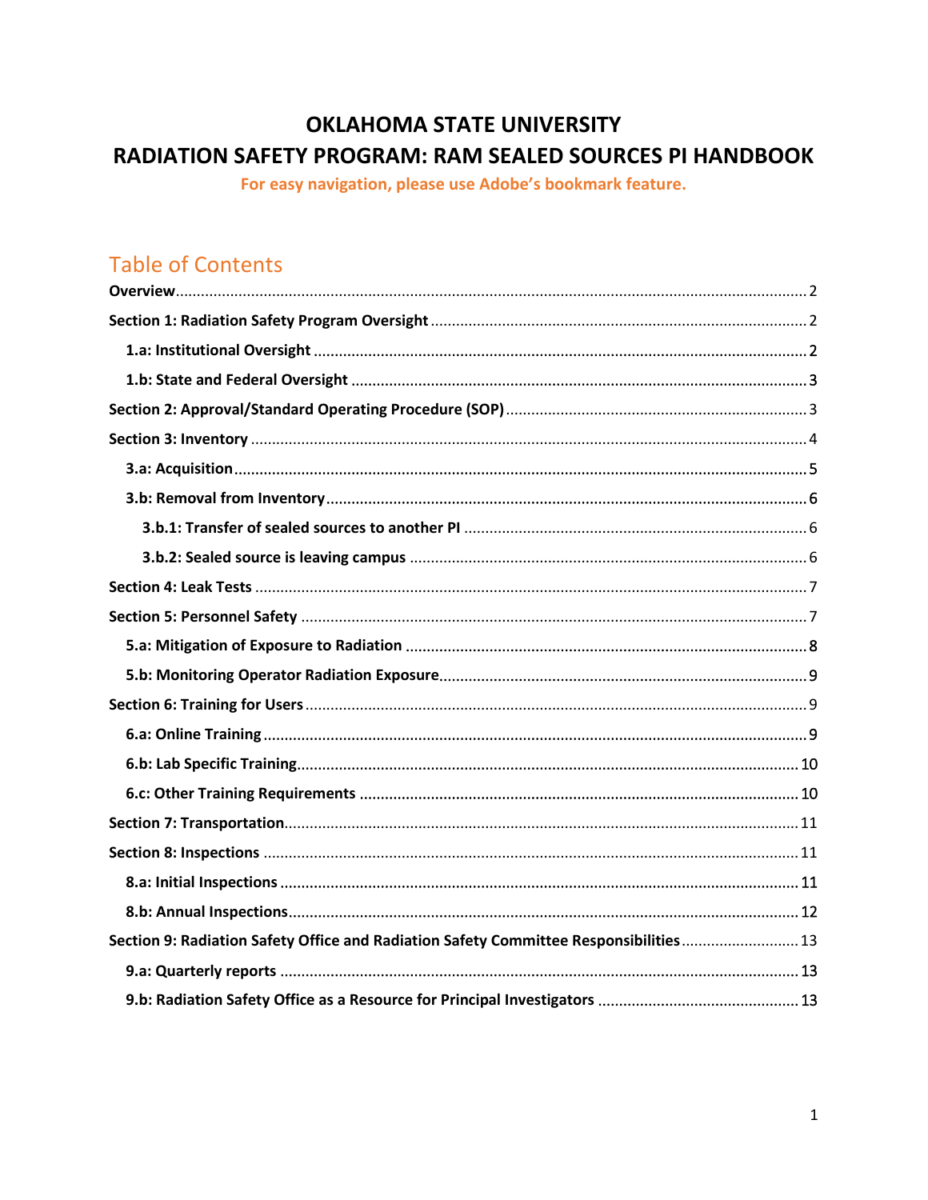# OKLAHOMA STATE UNIVERSITY
# RADIATION SAFETY PROGRAM: RAM SEALED SOURCES PI HANDBOOK

**For easy navigation, please use Adobe's bookmark feature.**

## Table of Contents

**Overview** ..... 2

**Section 1: Radiation Safety Program Oversight** ..... 2

- **1.a: Institutional Oversight** ..... 2
- **1.b: State and Federal Oversight** ..... 3

**Section 2: Approval/Standard Operating Procedure (SOP)** ..... 3

**Section 3: Inventory** ..... 4

- **3.a: Acquisition** ..... 5
- **3.b: Removal from Inventory** ..... 6
  - **3.b.1: Transfer of sealed sources to another PI** ..... 6
  - **3.b.2: Sealed source is leaving campus** ..... 6

**Section 4: Leak Tests** ..... 7

**Section 5: Personnel Safety** ..... 7

- **5.a: Mitigation of Exposure to Radiation** ..... 8
- **5.b: Monitoring Operator Radiation Exposure** ..... 9

**Section 6: Training for Users** ..... 9

- **6.a: Online Training** ..... 9
- **6.b: Lab Specific Training** ..... 10
- **6.c: Other Training Requirements** ..... 10

**Section 7: Transportation** ..... 11

**Section 8: Inspections** ..... 11

- **8.a: Initial Inspections** ..... 11
- **8.b: Annual Inspections** ..... 12

**Section 9: Radiation Safety Office and Radiation Safety Committee Responsibilities** ..... 13

- **9.a: Quarterly reports** ..... 13
- **9.b: Radiation Safety Office as a Resource for Principal Investigators** ..... 13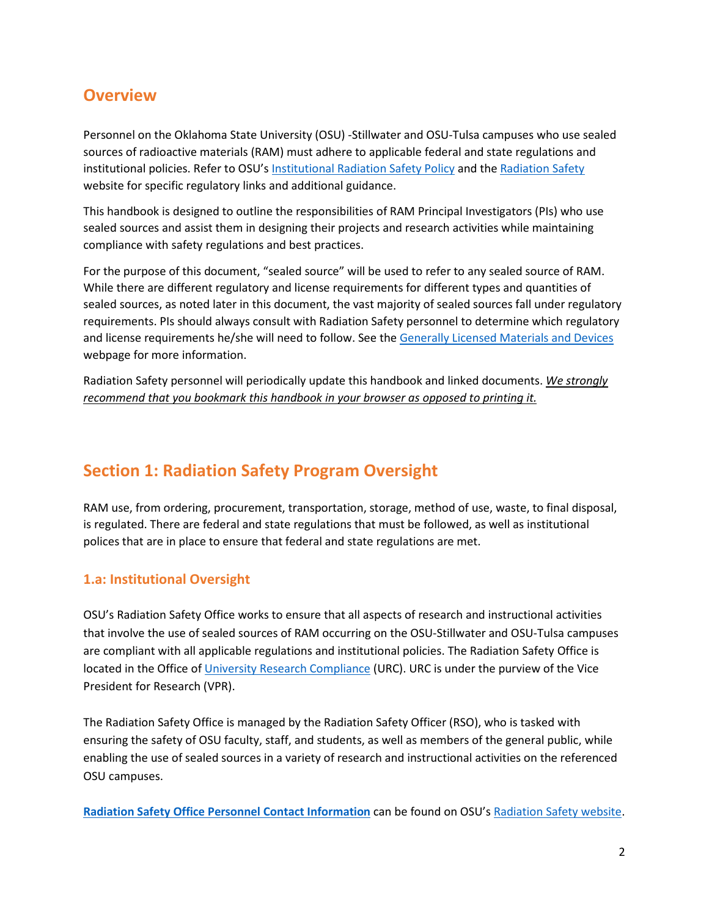## Overview

Personnel on the Oklahoma State University (OSU) -Stillwater and OSU-Tulsa campuses who use sealed sources of radioactive materials (RAM) must adhere to applicable federal and state regulations and institutional policies. Refer to OSU's Institutional Radiation Safety Policy and the Radiation Safety website for specific regulatory links and additional guidance.

This handbook is designed to outline the responsibilities of RAM Principal Investigators (PIs) who use sealed sources and assist them in designing their projects and research activities while maintaining compliance with safety regulations and best practices.

For the purpose of this document, "sealed source" will be used to refer to any sealed source of RAM. While there are different regulatory and license requirements for different types and quantities of sealed sources, as noted later in this document, the vast majority of sealed sources fall under regulatory requirements. PIs should always consult with Radiation Safety personnel to determine which regulatory and license requirements he/she will need to follow. See the Generally Licensed Materials and Devices webpage for more information.

Radiation Safety personnel will periodically update this handbook and linked documents. *We strongly recommend that you bookmark this handbook in your browser as opposed to printing it.*

## Section 1: Radiation Safety Program Oversight

RAM use, from ordering, procurement, transportation, storage, method of use, waste, to final disposal, is regulated. There are federal and state regulations that must be followed, as well as institutional polices that are in place to ensure that federal and state regulations are met.

### 1.a: Institutional Oversight

OSU's Radiation Safety Office works to ensure that all aspects of research and instructional activities that involve the use of sealed sources of RAM occurring on the OSU-Stillwater and OSU-Tulsa campuses are compliant with all applicable regulations and institutional policies. The Radiation Safety Office is located in the Office of University Research Compliance (URC). URC is under the purview of the Vice President for Research (VPR).

The Radiation Safety Office is managed by the Radiation Safety Officer (RSO), who is tasked with ensuring the safety of OSU faculty, staff, and students, as well as members of the general public, while enabling the use of sealed sources in a variety of research and instructional activities on the referenced OSU campuses.

**Radiation Safety Office Personnel Contact Information** can be found on OSU's Radiation Safety website.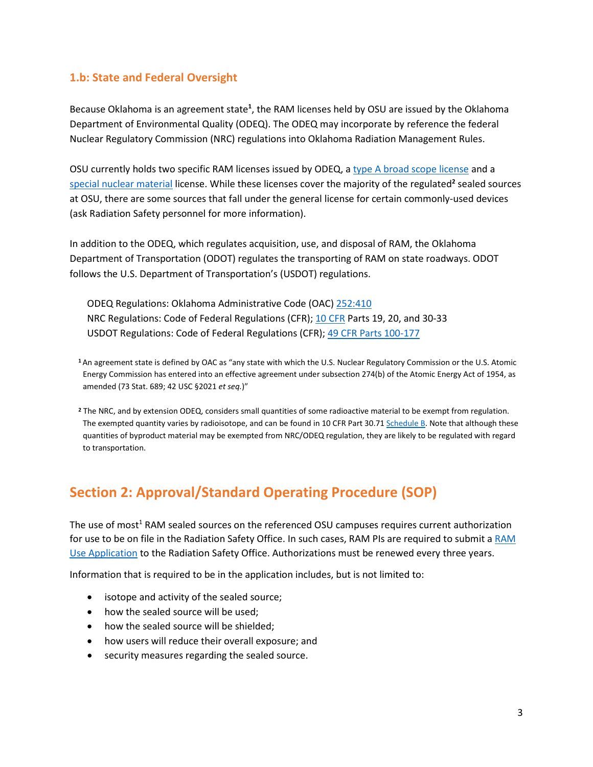### 1.b: State and Federal Oversight

Because Oklahoma is an agreement state[1], the RAM licenses held by OSU are issued by the Oklahoma Department of Environmental Quality (ODEQ). The ODEQ may incorporate by reference the federal Nuclear Regulatory Commission (NRC) regulations into Oklahoma Radiation Management Rules.

OSU currently holds two specific RAM licenses issued by ODEQ, a type A broad scope license and a special nuclear material license. While these licenses cover the majority of the regulated[2] sealed sources at OSU, there are some sources that fall under the general license for certain commonly-used devices (ask Radiation Safety personnel for more information).

In addition to the ODEQ, which regulates acquisition, use, and disposal of RAM, the Oklahoma Department of Transportation (ODOT) regulates the transporting of RAM on state roadways. ODOT follows the U.S. Department of Transportation's (USDOT) regulations.

ODEQ Regulations: Oklahoma Administrative Code (OAC) 252:410
NRC Regulations: Code of Federal Regulations (CFR); 10 CFR Parts 19, 20, and 30-33
USDOT Regulations: Code of Federal Regulations (CFR); 49 CFR Parts 100-177

[1] An agreement state is defined by OAC as "any state with which the U.S. Nuclear Regulatory Commission or the U.S. Atomic Energy Commission has entered into an effective agreement under subsection 274(b) of the Atomic Energy Act of 1954, as amended (73 Stat. 689; 42 USC §2021 *et seq.*)"

[2] The NRC, and by extension ODEQ, considers small quantities of some radioactive material to be exempt from regulation. The exempted quantity varies by radioisotope, and can be found in 10 CFR Part 30.71 Schedule B. Note that although these quantities of byproduct material may be exempted from NRC/ODEQ regulation, they are likely to be regulated with regard to transportation.

## Section 2: Approval/Standard Operating Procedure (SOP)

The use of most[1] RAM sealed sources on the referenced OSU campuses requires current authorization for use to be on file in the Radiation Safety Office. In such cases, RAM PIs are required to submit a RAM Use Application to the Radiation Safety Office. Authorizations must be renewed every three years.

Information that is required to be in the application includes, but is not limited to:

- isotope and activity of the sealed source;
- how the sealed source will be used;
- how the sealed source will be shielded;
- how users will reduce their overall exposure; and
- security measures regarding the sealed source.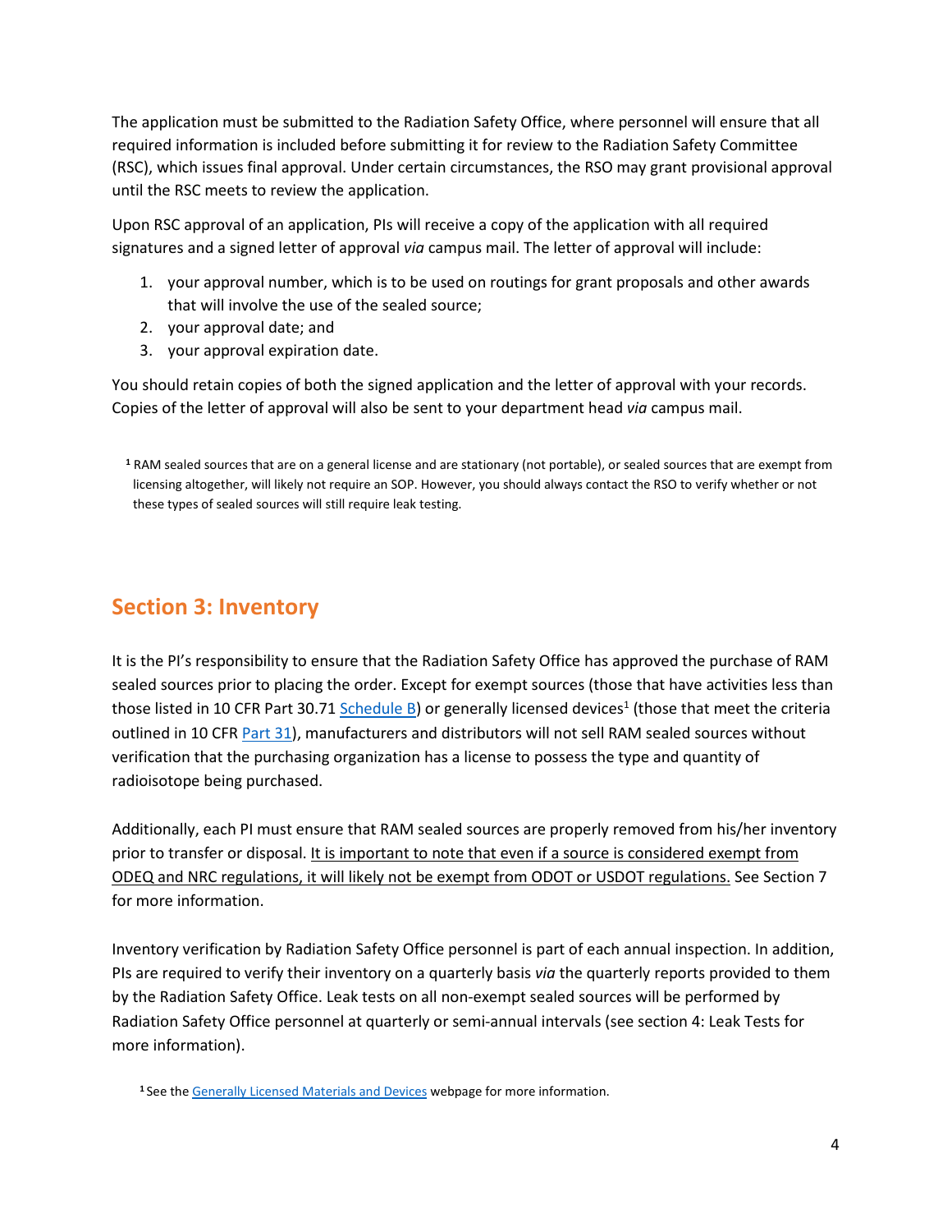The application must be submitted to the Radiation Safety Office, where personnel will ensure that all required information is included before submitting it for review to the Radiation Safety Committee (RSC), which issues final approval. Under certain circumstances, the RSO may grant provisional approval until the RSC meets to review the application.

Upon RSC approval of an application, PIs will receive a copy of the application with all required signatures and a signed letter of approval *via* campus mail. The letter of approval will include:

1. your approval number, which is to be used on routings for grant proposals and other awards that will involve the use of the sealed source;
2. your approval date; and
3. your approval expiration date.

You should retain copies of both the signed application and the letter of approval with your records. Copies of the letter of approval will also be sent to your department head *via* campus mail.

[1] RAM sealed sources that are on a general license and are stationary (not portable), or sealed sources that are exempt from licensing altogether, will likely not require an SOP. However, you should always contact the RSO to verify whether or not these types of sealed sources will still require leak testing.

## Section 3: Inventory

It is the PI's responsibility to ensure that the Radiation Safety Office has approved the purchase of RAM sealed sources prior to placing the order. Except for exempt sources (those that have activities less than those listed in 10 CFR Part 30.71 Schedule B) or generally licensed devices[1] (those that meet the criteria outlined in 10 CFR Part 31), manufacturers and distributors will not sell RAM sealed sources without verification that the purchasing organization has a license to possess the type and quantity of radioisotope being purchased.

Additionally, each PI must ensure that RAM sealed sources are properly removed from his/her inventory prior to transfer or disposal. <u>It is important to note that even if a source is considered exempt from ODEQ and NRC regulations, it will likely not be exempt from ODOT or USDOT regulations.</u> See Section 7 for more information.

Inventory verification by Radiation Safety Office personnel is part of each annual inspection. In addition, PIs are required to verify their inventory on a quarterly basis *via* the quarterly reports provided to them by the Radiation Safety Office. Leak tests on all non-exempt sealed sources will be performed by Radiation Safety Office personnel at quarterly or semi-annual intervals (see section 4: Leak Tests for more information).

[1] See the Generally Licensed Materials and Devices webpage for more information.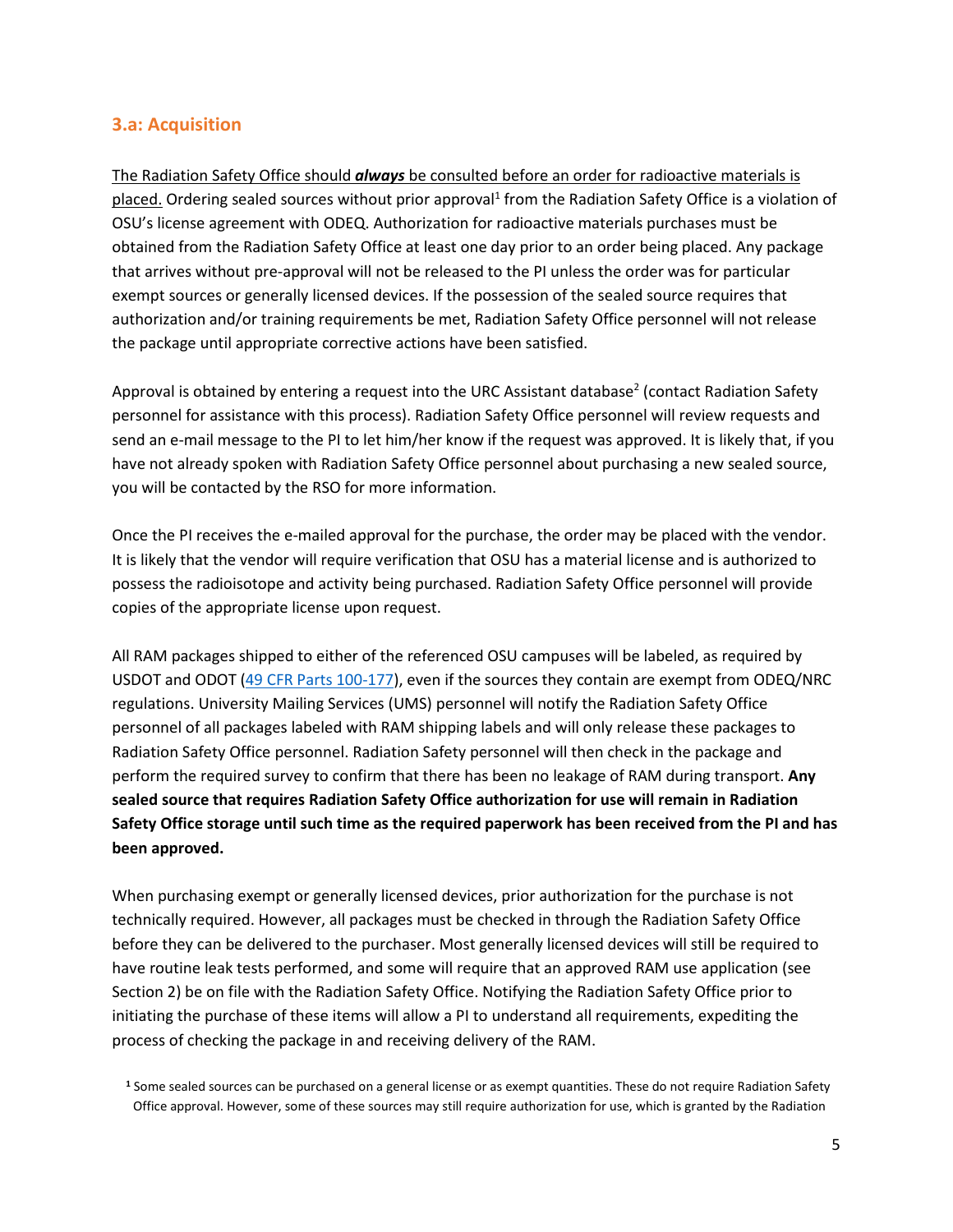### 3.a: Acquisition

<u>The Radiation Safety Office should ***always*** be consulted before an order for radioactive materials is placed.</u> Ordering sealed sources without prior approval[1] from the Radiation Safety Office is a violation of OSU's license agreement with ODEQ. Authorization for radioactive materials purchases must be obtained from the Radiation Safety Office at least one day prior to an order being placed. Any package that arrives without pre-approval will not be released to the PI unless the order was for particular exempt sources or generally licensed devices. If the possession of the sealed source requires that authorization and/or training requirements be met, Radiation Safety Office personnel will not release the package until appropriate corrective actions have been satisfied.

Approval is obtained by entering a request into the URC Assistant database[2] (contact Radiation Safety personnel for assistance with this process). Radiation Safety Office personnel will review requests and send an e-mail message to the PI to let him/her know if the request was approved. It is likely that, if you have not already spoken with Radiation Safety Office personnel about purchasing a new sealed source, you will be contacted by the RSO for more information.

Once the PI receives the e-mailed approval for the purchase, the order may be placed with the vendor. It is likely that the vendor will require verification that OSU has a material license and is authorized to possess the radioisotope and activity being purchased. Radiation Safety Office personnel will provide copies of the appropriate license upon request.

All RAM packages shipped to either of the referenced OSU campuses will be labeled, as required by USDOT and ODOT (49 CFR Parts 100-177), even if the sources they contain are exempt from ODEQ/NRC regulations. University Mailing Services (UMS) personnel will notify the Radiation Safety Office personnel of all packages labeled with RAM shipping labels and will only release these packages to Radiation Safety Office personnel. Radiation Safety personnel will then check in the package and perform the required survey to confirm that there has been no leakage of RAM during transport. **Any sealed source that requires Radiation Safety Office authorization for use will remain in Radiation Safety Office storage until such time as the required paperwork has been received from the PI and has been approved.**

When purchasing exempt or generally licensed devices, prior authorization for the purchase is not technically required. However, all packages must be checked in through the Radiation Safety Office before they can be delivered to the purchaser. Most generally licensed devices will still be required to have routine leak tests performed, and some will require that an approved RAM use application (see Section 2) be on file with the Radiation Safety Office. Notifying the Radiation Safety Office prior to initiating the purchase of these items will allow a PI to understand all requirements, expediting the process of checking the package in and receiving delivery of the RAM.

[1] Some sealed sources can be purchased on a general license or as exempt quantities. These do not require Radiation Safety Office approval. However, some of these sources may still require authorization for use, which is granted by the Radiation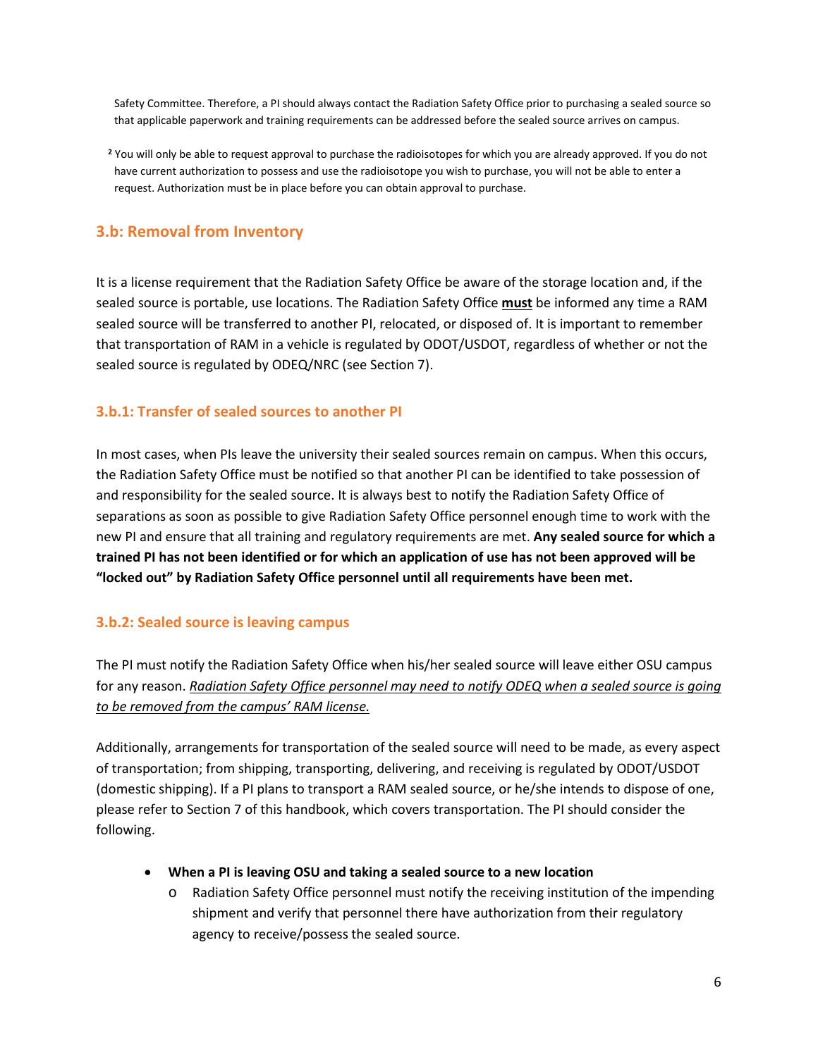Safety Committee. Therefore, a PI should always contact the Radiation Safety Office prior to purchasing a sealed source so that applicable paperwork and training requirements can be addressed before the sealed source arrives on campus.

[2] You will only be able to request approval to purchase the radioisotopes for which you are already approved. If you do not have current authorization to possess and use the radioisotope you wish to purchase, you will not be able to enter a request. Authorization must be in place before you can obtain approval to purchase.

## 3.b: Removal from Inventory

It is a license requirement that the Radiation Safety Office be aware of the storage location and, if the sealed source is portable, use locations. The Radiation Safety Office **must** be informed any time a RAM sealed source will be transferred to another PI, relocated, or disposed of. It is important to remember that transportation of RAM in a vehicle is regulated by ODOT/USDOT, regardless of whether or not the sealed source is regulated by ODEQ/NRC (see Section 7).

### 3.b.1: Transfer of sealed sources to another PI

In most cases, when PIs leave the university their sealed sources remain on campus. When this occurs, the Radiation Safety Office must be notified so that another PI can be identified to take possession of and responsibility for the sealed source. It is always best to notify the Radiation Safety Office of separations as soon as possible to give Radiation Safety Office personnel enough time to work with the new PI and ensure that all training and regulatory requirements are met. **Any sealed source for which a trained PI has not been identified or for which an application of use has not been approved will be "locked out" by Radiation Safety Office personnel until all requirements have been met.**

### 3.b.2: Sealed source is leaving campus

The PI must notify the Radiation Safety Office when his/her sealed source will leave either OSU campus for any reason. *Radiation Safety Office personnel may need to notify ODEQ when a sealed source is going to be removed from the campus' RAM license.*

Additionally, arrangements for transportation of the sealed source will need to be made, as every aspect of transportation; from shipping, transporting, delivering, and receiving is regulated by ODOT/USDOT (domestic shipping). If a PI plans to transport a RAM sealed source, or he/she intends to dispose of one, please refer to Section 7 of this handbook, which covers transportation. The PI should consider the following.

- **When a PI is leaving OSU and taking a sealed source to a new location**
  - Radiation Safety Office personnel must notify the receiving institution of the impending shipment and verify that personnel there have authorization from their regulatory agency to receive/possess the sealed source.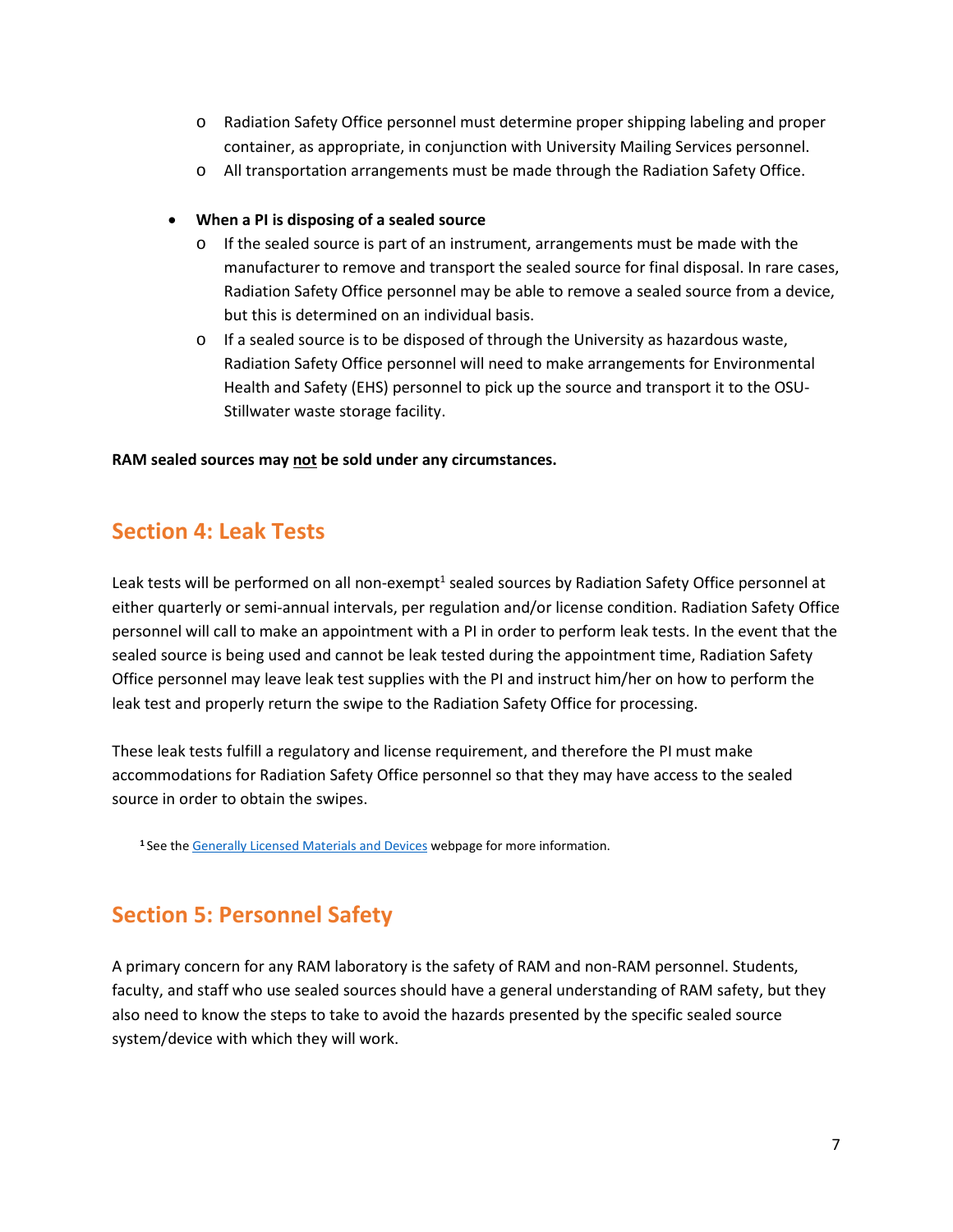- Radiation Safety Office personnel must determine proper shipping labeling and proper container, as appropriate, in conjunction with University Mailing Services personnel.
  - All transportation arrangements must be made through the Radiation Safety Office.

- **When a PI is disposing of a sealed source**
  - If the sealed source is part of an instrument, arrangements must be made with the manufacturer to remove and transport the sealed source for final disposal. In rare cases, Radiation Safety Office personnel may be able to remove a sealed source from a device, but this is determined on an individual basis.
  - If a sealed source is to be disposed of through the University as hazardous waste, Radiation Safety Office personnel will need to make arrangements for Environmental Health and Safety (EHS) personnel to pick up the source and transport it to the OSU-Stillwater waste storage facility.

**RAM sealed sources may not be sold under any circumstances.**

## Section 4: Leak Tests

Leak tests will be performed on all non-exempt[1] sealed sources by Radiation Safety Office personnel at either quarterly or semi-annual intervals, per regulation and/or license condition. Radiation Safety Office personnel will call to make an appointment with a PI in order to perform leak tests. In the event that the sealed source is being used and cannot be leak tested during the appointment time, Radiation Safety Office personnel may leave leak test supplies with the PI and instruct him/her on how to perform the leak test and properly return the swipe to the Radiation Safety Office for processing.

These leak tests fulfill a regulatory and license requirement, and therefore the PI must make accommodations for Radiation Safety Office personnel so that they may have access to the sealed source in order to obtain the swipes.

[1] See the Generally Licensed Materials and Devices webpage for more information.

## Section 5: Personnel Safety

A primary concern for any RAM laboratory is the safety of RAM and non-RAM personnel. Students, faculty, and staff who use sealed sources should have a general understanding of RAM safety, but they also need to know the steps to take to avoid the hazards presented by the specific sealed source system/device with which they will work.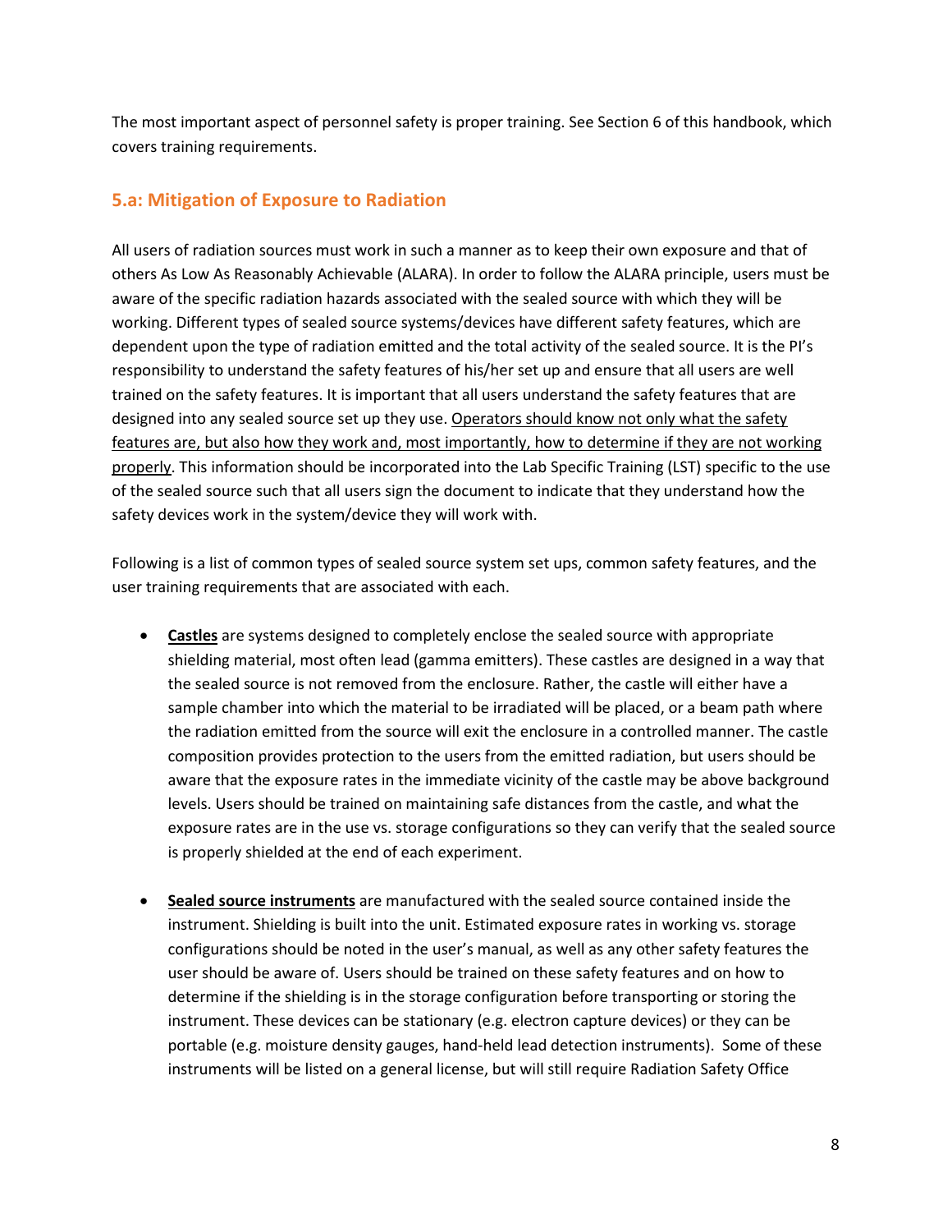The most important aspect of personnel safety is proper training. See Section 6 of this handbook, which covers training requirements.

## 5.a: Mitigation of Exposure to Radiation

All users of radiation sources must work in such a manner as to keep their own exposure and that of others As Low As Reasonably Achievable (ALARA). In order to follow the ALARA principle, users must be aware of the specific radiation hazards associated with the sealed source with which they will be working. Different types of sealed source systems/devices have different safety features, which are dependent upon the type of radiation emitted and the total activity of the sealed source. It is the PI's responsibility to understand the safety features of his/her set up and ensure that all users are well trained on the safety features. It is important that all users understand the safety features that are designed into any sealed source set up they use. <u>Operators should know not only what the safety features are, but also how they work and, most importantly, how to determine if they are not working properly</u>. This information should be incorporated into the Lab Specific Training (LST) specific to the use of the sealed source such that all users sign the document to indicate that they understand how the safety devices work in the system/device they will work with.

Following is a list of common types of sealed source system set ups, common safety features, and the user training requirements that are associated with each.

- **<u>Castles</u>** are systems designed to completely enclose the sealed source with appropriate shielding material, most often lead (gamma emitters). These castles are designed in a way that the sealed source is not removed from the enclosure. Rather, the castle will either have a sample chamber into which the material to be irradiated will be placed, or a beam path where the radiation emitted from the source will exit the enclosure in a controlled manner. The castle composition provides protection to the users from the emitted radiation, but users should be aware that the exposure rates in the immediate vicinity of the castle may be above background levels. Users should be trained on maintaining safe distances from the castle, and what the exposure rates are in the use vs. storage configurations so they can verify that the sealed source is properly shielded at the end of each experiment.

- **<u>Sealed source instruments</u>** are manufactured with the sealed source contained inside the instrument. Shielding is built into the unit. Estimated exposure rates in working vs. storage configurations should be noted in the user's manual, as well as any other safety features the user should be aware of. Users should be trained on these safety features and on how to determine if the shielding is in the storage configuration before transporting or storing the instrument. These devices can be stationary (e.g. electron capture devices) or they can be portable (e.g. moisture density gauges, hand-held lead detection instruments). Some of these instruments will be listed on a general license, but will still require Radiation Safety Office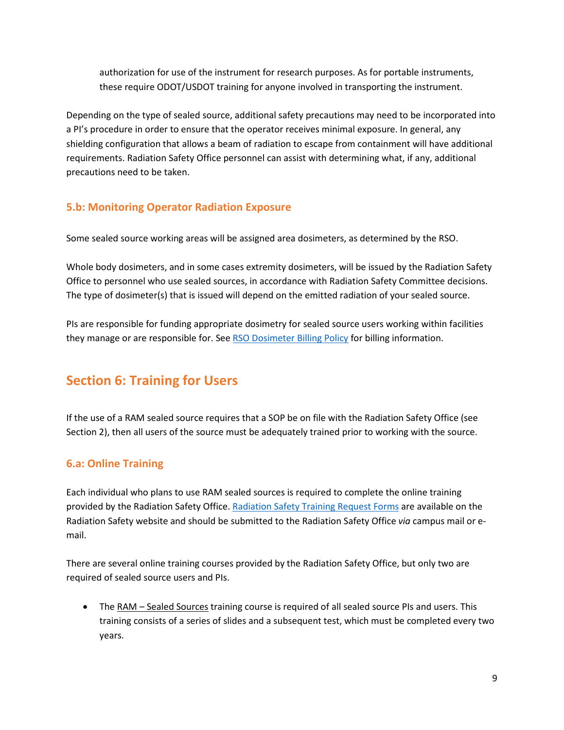authorization for use of the instrument for research purposes. As for portable instruments, these require ODOT/USDOT training for anyone involved in transporting the instrument.

Depending on the type of sealed source, additional safety precautions may need to be incorporated into a PI's procedure in order to ensure that the operator receives minimal exposure. In general, any shielding configuration that allows a beam of radiation to escape from containment will have additional requirements. Radiation Safety Office personnel can assist with determining what, if any, additional precautions need to be taken.

### 5.b: Monitoring Operator Radiation Exposure

Some sealed source working areas will be assigned area dosimeters, as determined by the RSO.

Whole body dosimeters, and in some cases extremity dosimeters, will be issued by the Radiation Safety Office to personnel who use sealed sources, in accordance with Radiation Safety Committee decisions. The type of dosimeter(s) that is issued will depend on the emitted radiation of your sealed source.

PIs are responsible for funding appropriate dosimetry for sealed source users working within facilities they manage or are responsible for. See RSO Dosimeter Billing Policy for billing information.

## Section 6: Training for Users

If the use of a RAM sealed source requires that a SOP be on file with the Radiation Safety Office (see Section 2), then all users of the source must be adequately trained prior to working with the source.

### 6.a: Online Training

Each individual who plans to use RAM sealed sources is required to complete the online training provided by the Radiation Safety Office. Radiation Safety Training Request Forms are available on the Radiation Safety website and should be submitted to the Radiation Safety Office *via* campus mail or e-mail.

There are several online training courses provided by the Radiation Safety Office, but only two are required of sealed source users and PIs.

- The RAM – Sealed Sources training course is required of all sealed source PIs and users. This training consists of a series of slides and a subsequent test, which must be completed every two years.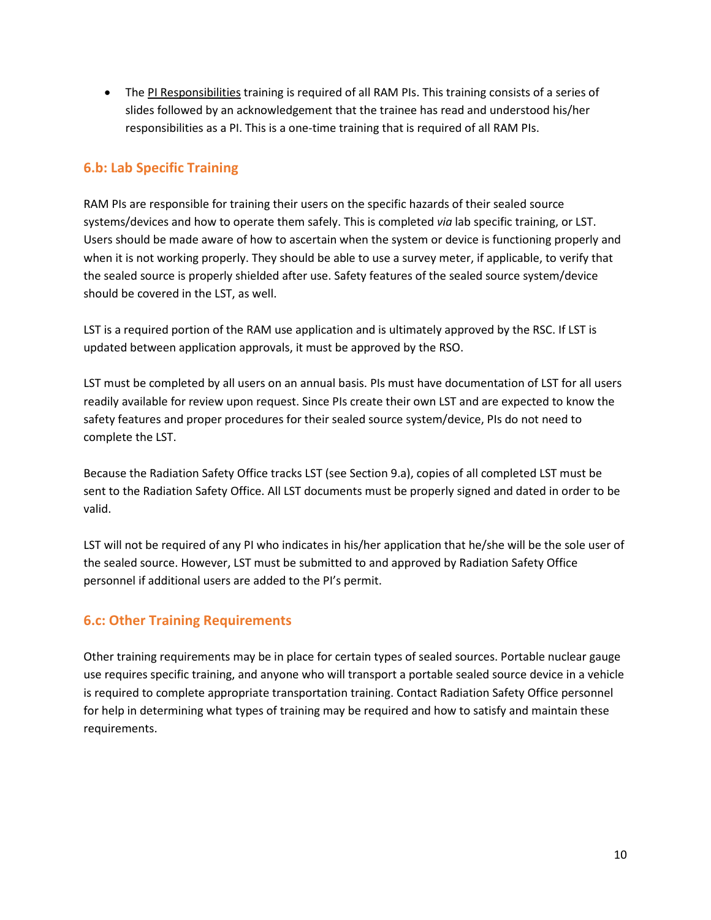- The PI Responsibilities training is required of all RAM PIs. This training consists of a series of slides followed by an acknowledgement that the trainee has read and understood his/her responsibilities as a PI. This is a one-time training that is required of all RAM PIs.

## 6.b: Lab Specific Training

RAM PIs are responsible for training their users on the specific hazards of their sealed source systems/devices and how to operate them safely. This is completed *via* lab specific training, or LST. Users should be made aware of how to ascertain when the system or device is functioning properly and when it is not working properly. They should be able to use a survey meter, if applicable, to verify that the sealed source is properly shielded after use. Safety features of the sealed source system/device should be covered in the LST, as well.

LST is a required portion of the RAM use application and is ultimately approved by the RSC. If LST is updated between application approvals, it must be approved by the RSO.

LST must be completed by all users on an annual basis. PIs must have documentation of LST for all users readily available for review upon request. Since PIs create their own LST and are expected to know the safety features and proper procedures for their sealed source system/device, PIs do not need to complete the LST.

Because the Radiation Safety Office tracks LST (see Section 9.a), copies of all completed LST must be sent to the Radiation Safety Office. All LST documents must be properly signed and dated in order to be valid.

LST will not be required of any PI who indicates in his/her application that he/she will be the sole user of the sealed source. However, LST must be submitted to and approved by Radiation Safety Office personnel if additional users are added to the PI's permit.

## 6.c: Other Training Requirements

Other training requirements may be in place for certain types of sealed sources. Portable nuclear gauge use requires specific training, and anyone who will transport a portable sealed source device in a vehicle is required to complete appropriate transportation training. Contact Radiation Safety Office personnel for help in determining what types of training may be required and how to satisfy and maintain these requirements.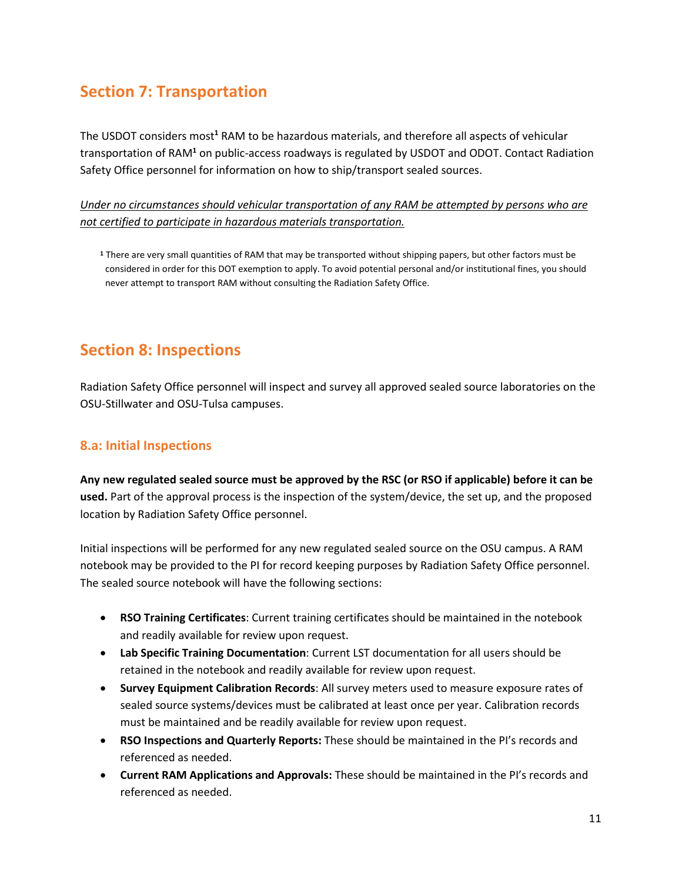## Section 7: Transportation

The USDOT considers most[1] RAM to be hazardous materials, and therefore all aspects of vehicular transportation of RAM[1] on public-access roadways is regulated by USDOT and ODOT. Contact Radiation Safety Office personnel for information on how to ship/transport sealed sources.

*Under no circumstances should vehicular transportation of any RAM be attempted by persons who are not certified to participate in hazardous materials transportation.*

[1] There are very small quantities of RAM that may be transported without shipping papers, but other factors must be considered in order for this DOT exemption to apply. To avoid potential personal and/or institutional fines, you should never attempt to transport RAM without consulting the Radiation Safety Office.

## Section 8: Inspections

Radiation Safety Office personnel will inspect and survey all approved sealed source laboratories on the OSU-Stillwater and OSU-Tulsa campuses.

### 8.a: Initial Inspections

**Any new regulated sealed source must be approved by the RSC (or RSO if applicable) before it can be used.** Part of the approval process is the inspection of the system/device, the set up, and the proposed location by Radiation Safety Office personnel.

Initial inspections will be performed for any new regulated sealed source on the OSU campus. A RAM notebook may be provided to the PI for record keeping purposes by Radiation Safety Office personnel. The sealed source notebook will have the following sections:

- **RSO Training Certificates**: Current training certificates should be maintained in the notebook and readily available for review upon request.
- **Lab Specific Training Documentation**: Current LST documentation for all users should be retained in the notebook and readily available for review upon request.
- **Survey Equipment Calibration Records**: All survey meters used to measure exposure rates of sealed source systems/devices must be calibrated at least once per year. Calibration records must be maintained and be readily available for review upon request.
- **RSO Inspections and Quarterly Reports:** These should be maintained in the PI's records and referenced as needed.
- **Current RAM Applications and Approvals:** These should be maintained in the PI's records and referenced as needed.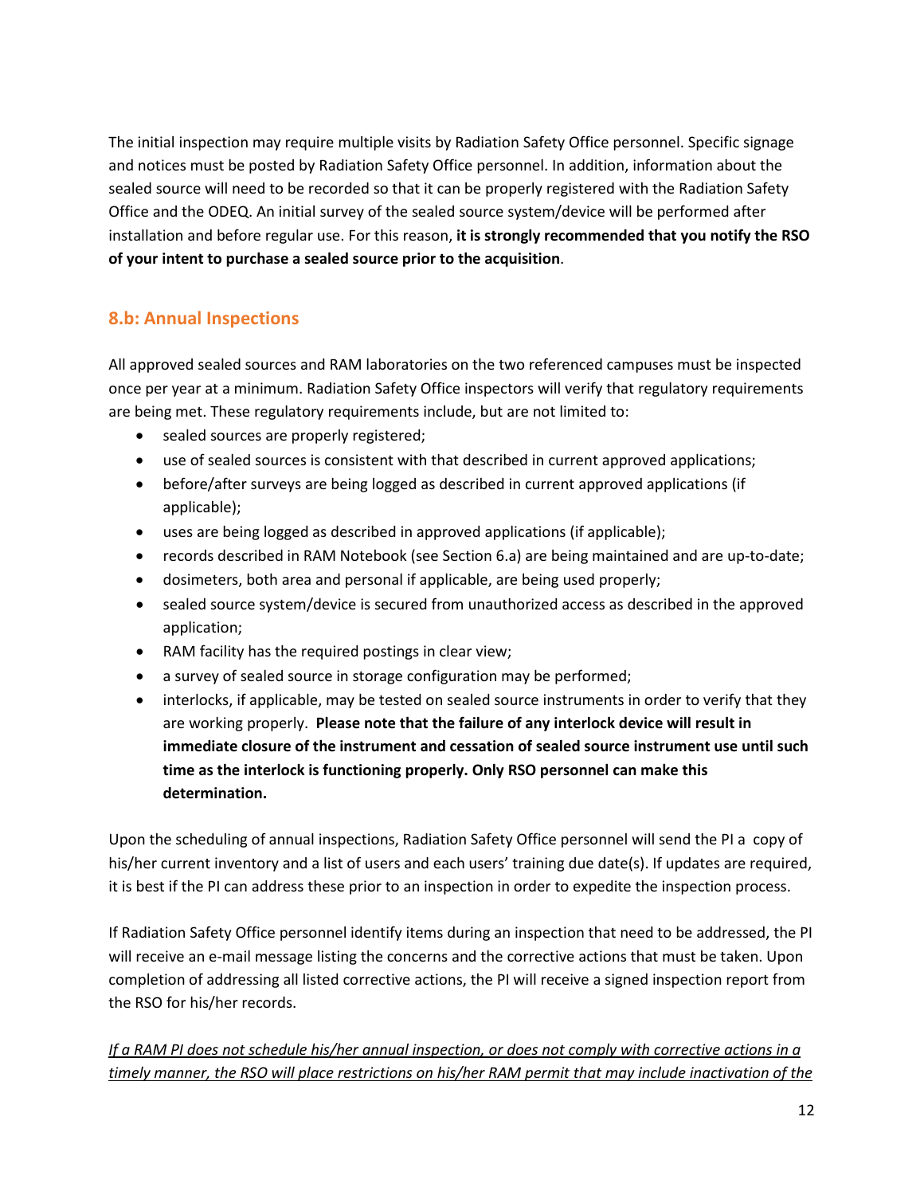The initial inspection may require multiple visits by Radiation Safety Office personnel. Specific signage and notices must be posted by Radiation Safety Office personnel. In addition, information about the sealed source will need to be recorded so that it can be properly registered with the Radiation Safety Office and the ODEQ. An initial survey of the sealed source system/device will be performed after installation and before regular use. For this reason, **it is strongly recommended that you notify the RSO of your intent to purchase a sealed source prior to the acquisition**.

## 8.b: Annual Inspections

All approved sealed sources and RAM laboratories on the two referenced campuses must be inspected once per year at a minimum. Radiation Safety Office inspectors will verify that regulatory requirements are being met. These regulatory requirements include, but are not limited to:

- sealed sources are properly registered;
- use of sealed sources is consistent with that described in current approved applications;
- before/after surveys are being logged as described in current approved applications (if applicable);
- uses are being logged as described in approved applications (if applicable);
- records described in RAM Notebook (see Section 6.a) are being maintained and are up-to-date;
- dosimeters, both area and personal if applicable, are being used properly;
- sealed source system/device is secured from unauthorized access as described in the approved application;
- RAM facility has the required postings in clear view;
- a survey of sealed source in storage configuration may be performed;
- interlocks, if applicable, may be tested on sealed source instruments in order to verify that they are working properly. **Please note that the failure of any interlock device will result in immediate closure of the instrument and cessation of sealed source instrument use until such time as the interlock is functioning properly. Only RSO personnel can make this determination.**

Upon the scheduling of annual inspections, Radiation Safety Office personnel will send the PI a copy of his/her current inventory and a list of users and each users' training due date(s). If updates are required, it is best if the PI can address these prior to an inspection in order to expedite the inspection process.

If Radiation Safety Office personnel identify items during an inspection that need to be addressed, the PI will receive an e-mail message listing the concerns and the corrective actions that must be taken. Upon completion of addressing all listed corrective actions, the PI will receive a signed inspection report from the RSO for his/her records.

*If a RAM PI does not schedule his/her annual inspection, or does not comply with corrective actions in a timely manner, the RSO will place restrictions on his/her RAM permit that may include inactivation of the*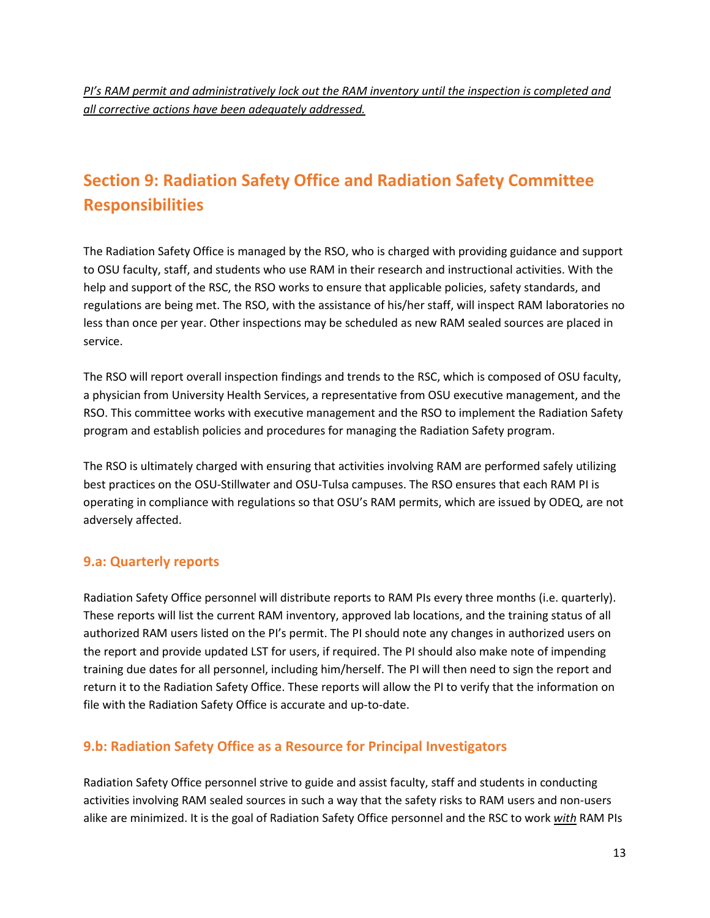*PI's RAM permit and administratively lock out the RAM inventory until the inspection is completed and all corrective actions have been adequately addressed.*

## Section 9: Radiation Safety Office and Radiation Safety Committee Responsibilities

The Radiation Safety Office is managed by the RSO, who is charged with providing guidance and support to OSU faculty, staff, and students who use RAM in their research and instructional activities. With the help and support of the RSC, the RSO works to ensure that applicable policies, safety standards, and regulations are being met. The RSO, with the assistance of his/her staff, will inspect RAM laboratories no less than once per year. Other inspections may be scheduled as new RAM sealed sources are placed in service.

The RSO will report overall inspection findings and trends to the RSC, which is composed of OSU faculty, a physician from University Health Services, a representative from OSU executive management, and the RSO. This committee works with executive management and the RSO to implement the Radiation Safety program and establish policies and procedures for managing the Radiation Safety program.

The RSO is ultimately charged with ensuring that activities involving RAM are performed safely utilizing best practices on the OSU-Stillwater and OSU-Tulsa campuses. The RSO ensures that each RAM PI is operating in compliance with regulations so that OSU's RAM permits, which are issued by ODEQ, are not adversely affected.

### 9.a: Quarterly reports

Radiation Safety Office personnel will distribute reports to RAM PIs every three months (i.e. quarterly). These reports will list the current RAM inventory, approved lab locations, and the training status of all authorized RAM users listed on the PI's permit. The PI should note any changes in authorized users on the report and provide updated LST for users, if required. The PI should also make note of impending training due dates for all personnel, including him/herself. The PI will then need to sign the report and return it to the Radiation Safety Office. These reports will allow the PI to verify that the information on file with the Radiation Safety Office is accurate and up-to-date.

### 9.b: Radiation Safety Office as a Resource for Principal Investigators

Radiation Safety Office personnel strive to guide and assist faculty, staff and students in conducting activities involving RAM sealed sources in such a way that the safety risks to RAM users and non-users alike are minimized. It is the goal of Radiation Safety Office personnel and the RSC to work ***with*** RAM PIs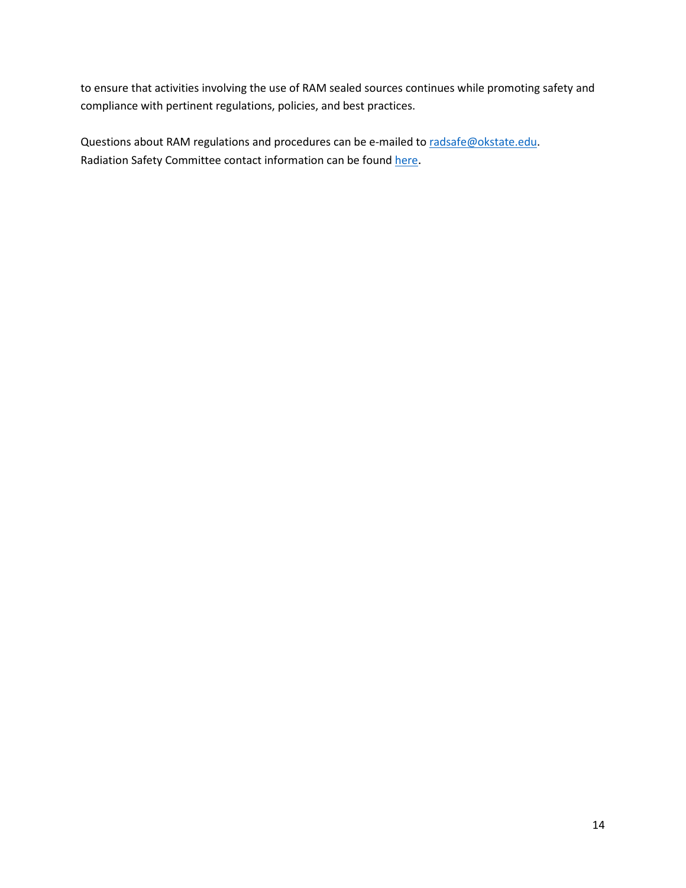to ensure that activities involving the use of RAM sealed sources continues while promoting safety and compliance with pertinent regulations, policies, and best practices.

Questions about RAM regulations and procedures can be e-mailed to radsafe@okstate.edu.
Radiation Safety Committee contact information can be found here.